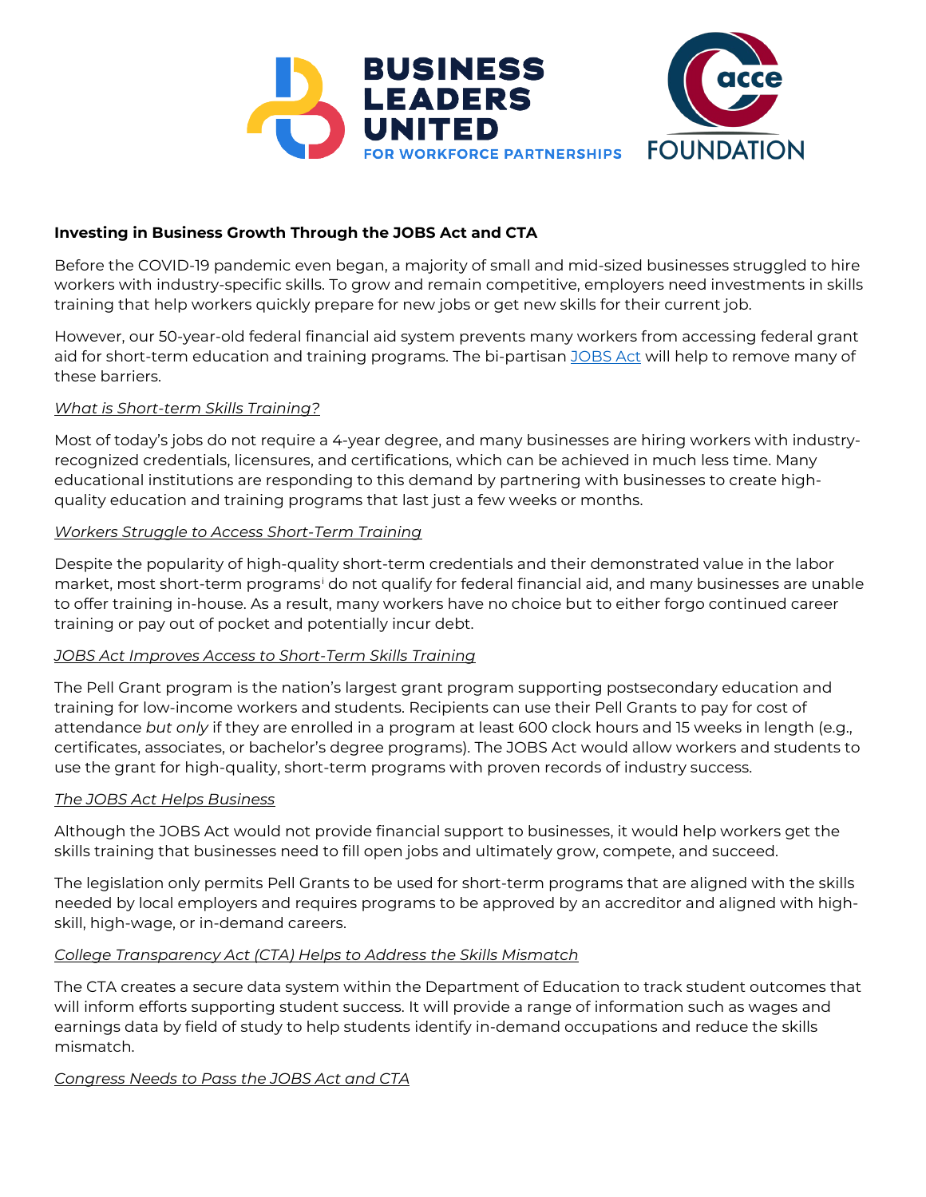**Investing in Business Growth Through the JOBS Act and CTA**

Before the COVID-19 pandemic even began, a majority of small and mid-sized businesses struggled to hire workers with industry-specific skills. To grow and remain competitive, employers need investments in skills training that help workers quickly prepare for new jobs or get new skills for their current job.

However, our 50-year-old federal financial aid system prevents many workers from accessing federal grant aid for short-term education and training programs. The bi-partisan JOBS Act will help to remove many of these barriers.

*What is Short-term Skills Training?*

Most of today's jobs do not require a 4-year degree, and many businesses are hiring workers with industry-recognized credentials, licensures, and certifications, which can be achieved in much less time. Many educational institutions are responding to this demand by partnering with businesses to create high-quality education and training programs that last just a few weeks or months.

*Workers Struggle to Access Short-Term Training*

Despite the popularity of high-quality short-term credentials and their demonstrated value in the labor market, most short-term programs[i] do not qualify for federal financial aid, and many businesses are unable to offer training in-house. As a result, many workers have no choice but to either forgo continued career training or pay out of pocket and potentially incur debt.

*JOBS Act Improves Access to Short-Term Skills Training*

The Pell Grant program is the nation's largest grant program supporting postsecondary education and training for low-income workers and students. Recipients can use their Pell Grants to pay for cost of attendance *but only* if they are enrolled in a program at least 600 clock hours and 15 weeks in length (e.g., certificates, associates, or bachelor's degree programs). The JOBS Act would allow workers and students to use the grant for high-quality, short-term programs with proven records of industry success.

*The JOBS Act Helps Business*

Although the JOBS Act would not provide financial support to businesses, it would help workers get the skills training that businesses need to fill open jobs and ultimately grow, compete, and succeed.

The legislation only permits Pell Grants to be used for short-term programs that are aligned with the skills needed by local employers and requires programs to be approved by an accreditor and aligned with high-skill, high-wage, or in-demand careers.

*College Transparency Act (CTA) Helps to Address the Skills Mismatch*

The CTA creates a secure data system within the Department of Education to track student outcomes that will inform efforts supporting student success. It will provide a range of information such as wages and earnings data by field of study to help students identify in-demand occupations and reduce the skills mismatch.

*Congress Needs to Pass the JOBS Act and CTA*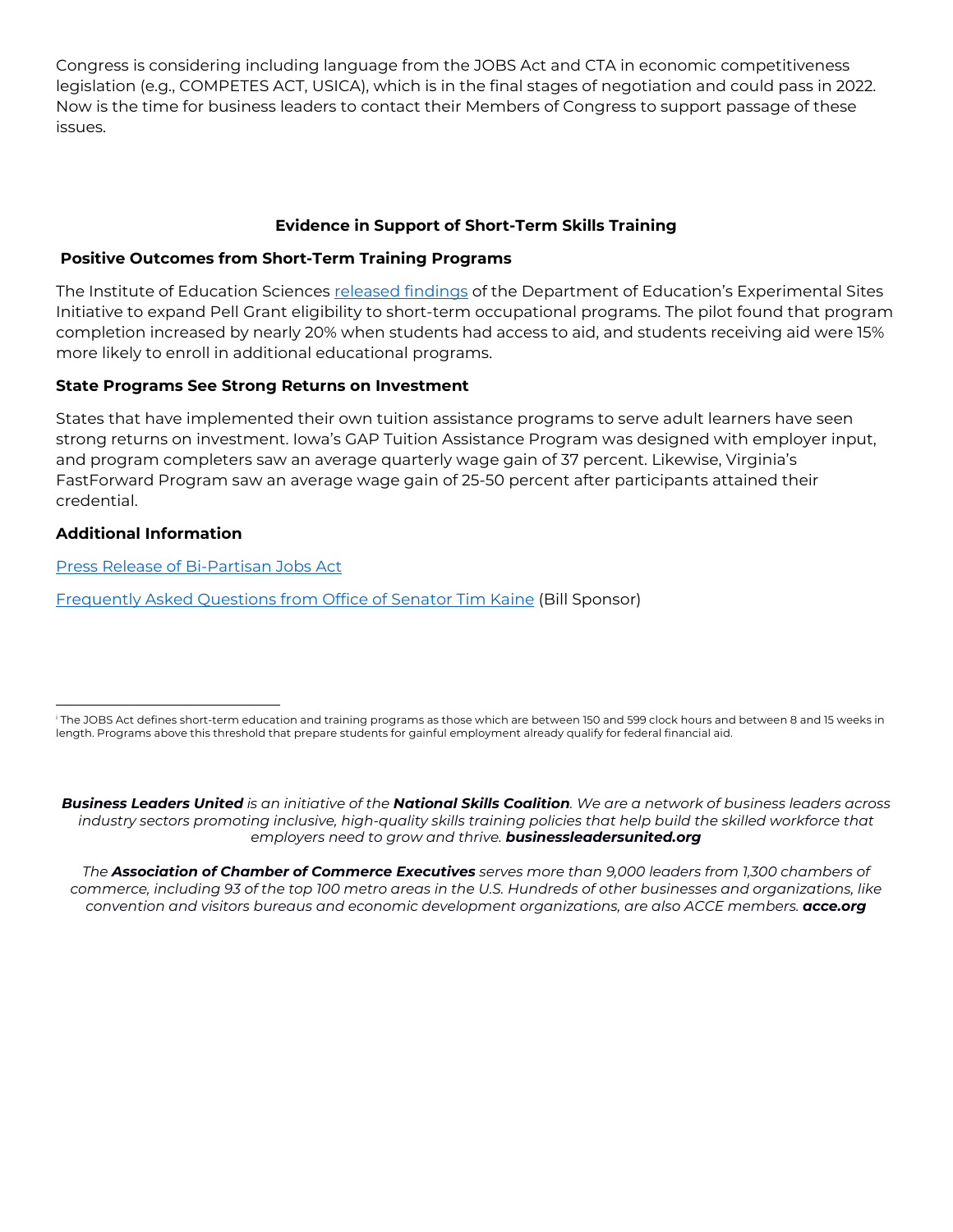Congress is considering including language from the JOBS Act and CTA in economic competitiveness legislation (e.g., COMPETES ACT, USICA), which is in the final stages of negotiation and could pass in 2022. Now is the time for business leaders to contact their Members of Congress to support passage of these issues.

## Evidence in Support of Short-Term Skills Training

### Positive Outcomes from Short-Term Training Programs

The Institute of Education Sciences [released findings](#) of the Department of Education's Experimental Sites Initiative to expand Pell Grant eligibility to short-term occupational programs. The pilot found that program completion increased by nearly 20% when students had access to aid, and students receiving aid were 15% more likely to enroll in additional educational programs.

### State Programs See Strong Returns on Investment

States that have implemented their own tuition assistance programs to serve adult learners have seen strong returns on investment. Iowa's GAP Tuition Assistance Program was designed with employer input, and program completers saw an average quarterly wage gain of 37 percent. Likewise, Virginia's FastForward Program saw an average wage gain of 25-50 percent after participants attained their credential.

### Additional Information

[Press Release of Bi-Partisan Jobs Act](#)

[Frequently Asked Questions from Office of Senator Tim Kaine](#) (Bill Sponsor)

---

[i] The JOBS Act defines short-term education and training programs as those which are between 150 and 599 clock hours and between 8 and 15 weeks in length. Programs above this threshold that prepare students for gainful employment already qualify for federal financial aid.

***Business Leaders United*** *is an initiative of the* ***National Skills Coalition****. We are a network of business leaders across industry sectors promoting inclusive, high-quality skills training policies that help build the skilled workforce that employers need to grow and thrive.* ***businessleadersunited.org***

*The* ***Association of Chamber of Commerce Executives*** *serves more than 9,000 leaders from 1,300 chambers of commerce, including 93 of the top 100 metro areas in the U.S. Hundreds of other businesses and organizations, like convention and visitors bureaus and economic development organizations, are also ACCE members.* ***acce.org***